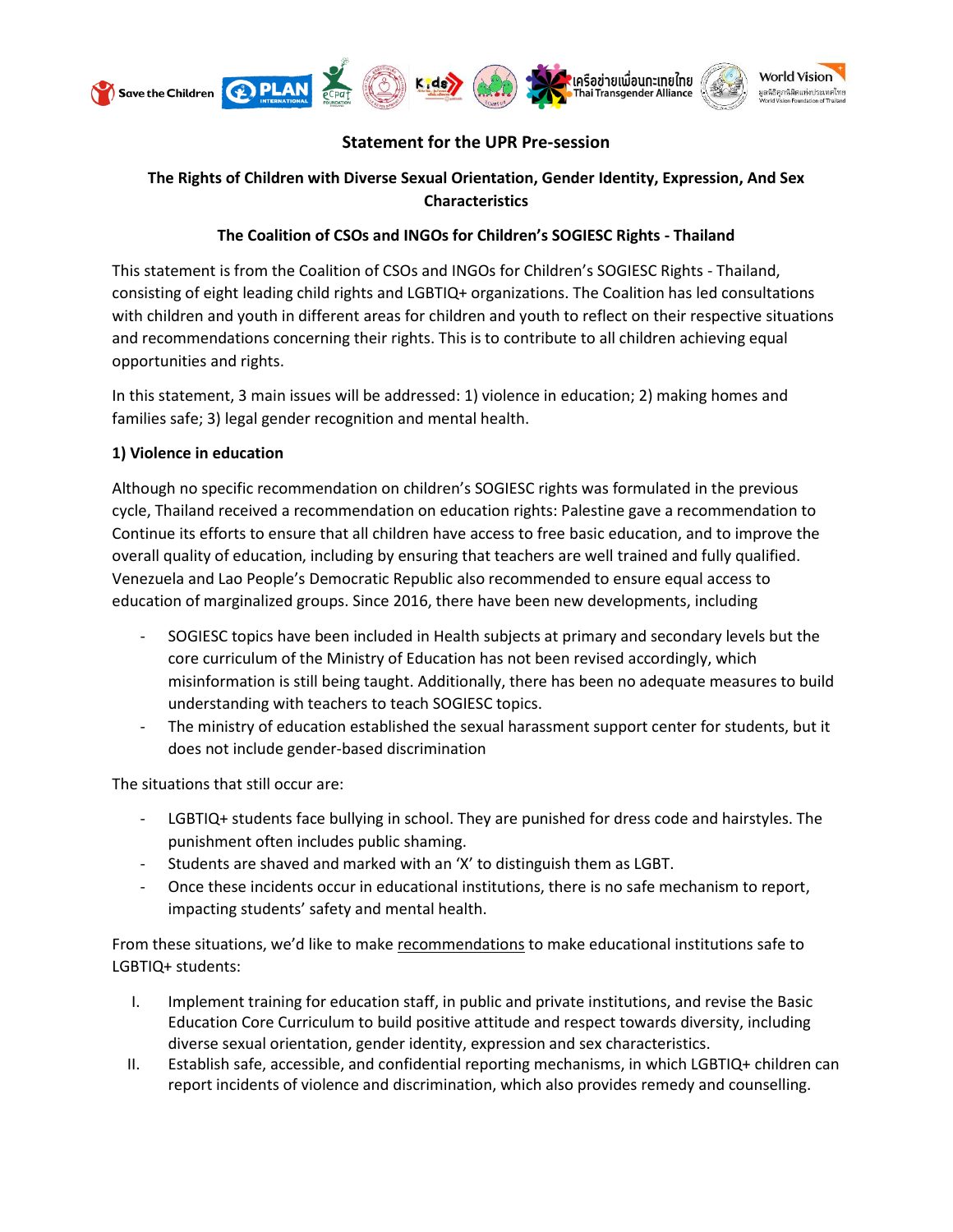## Statement for the UPR Pre-session

### The Rights of Children with Diverse Sexual Orientation, Gender Identity, Expression, And Sex Characteristics

### The Coalition of CSOs and INGOs for Children's SOGIESC Rights - Thailand

This statement is from the Coalition of CSOs and INGOs for Children's SOGIESC Rights - Thailand, consisting of eight leading child rights and LGBTIQ+ organizations. The Coalition has led consultations with children and youth in different areas for children and youth to reflect on their respective situations and recommendations concerning their rights. This is to contribute to all children achieving equal opportunities and rights.

In this statement, 3 main issues will be addressed: 1) violence in education; 2) making homes and families safe; 3) legal gender recognition and mental health.

**1) Violence in education**

Although no specific recommendation on children's SOGIESC rights was formulated in the previous cycle, Thailand received a recommendation on education rights: Palestine gave a recommendation to Continue its efforts to ensure that all children have access to free basic education, and to improve the overall quality of education, including by ensuring that teachers are well trained and fully qualified. Venezuela and Lao People's Democratic Republic also recommended to ensure equal access to education of marginalized groups. Since 2016, there have been new developments, including

- SOGIESC topics have been included in Health subjects at primary and secondary levels but the core curriculum of the Ministry of Education has not been revised accordingly, which misinformation is still being taught. Additionally, there has been no adequate measures to build understanding with teachers to teach SOGIESC topics.
- The ministry of education established the sexual harassment support center for students, but it does not include gender-based discrimination

The situations that still occur are:

- LGBTIQ+ students face bullying in school. They are punished for dress code and hairstyles. The punishment often includes public shaming.
- Students are shaved and marked with an 'X' to distinguish them as LGBT.
- Once these incidents occur in educational institutions, there is no safe mechanism to report, impacting students' safety and mental health.

From these situations, we'd like to make recommendations to make educational institutions safe to LGBTIQ+ students:

I. Implement training for education staff, in public and private institutions, and revise the Basic Education Core Curriculum to build positive attitude and respect towards diversity, including diverse sexual orientation, gender identity, expression and sex characteristics.

II. Establish safe, accessible, and confidential reporting mechanisms, in which LGBTIQ+ children can report incidents of violence and discrimination, which also provides remedy and counselling.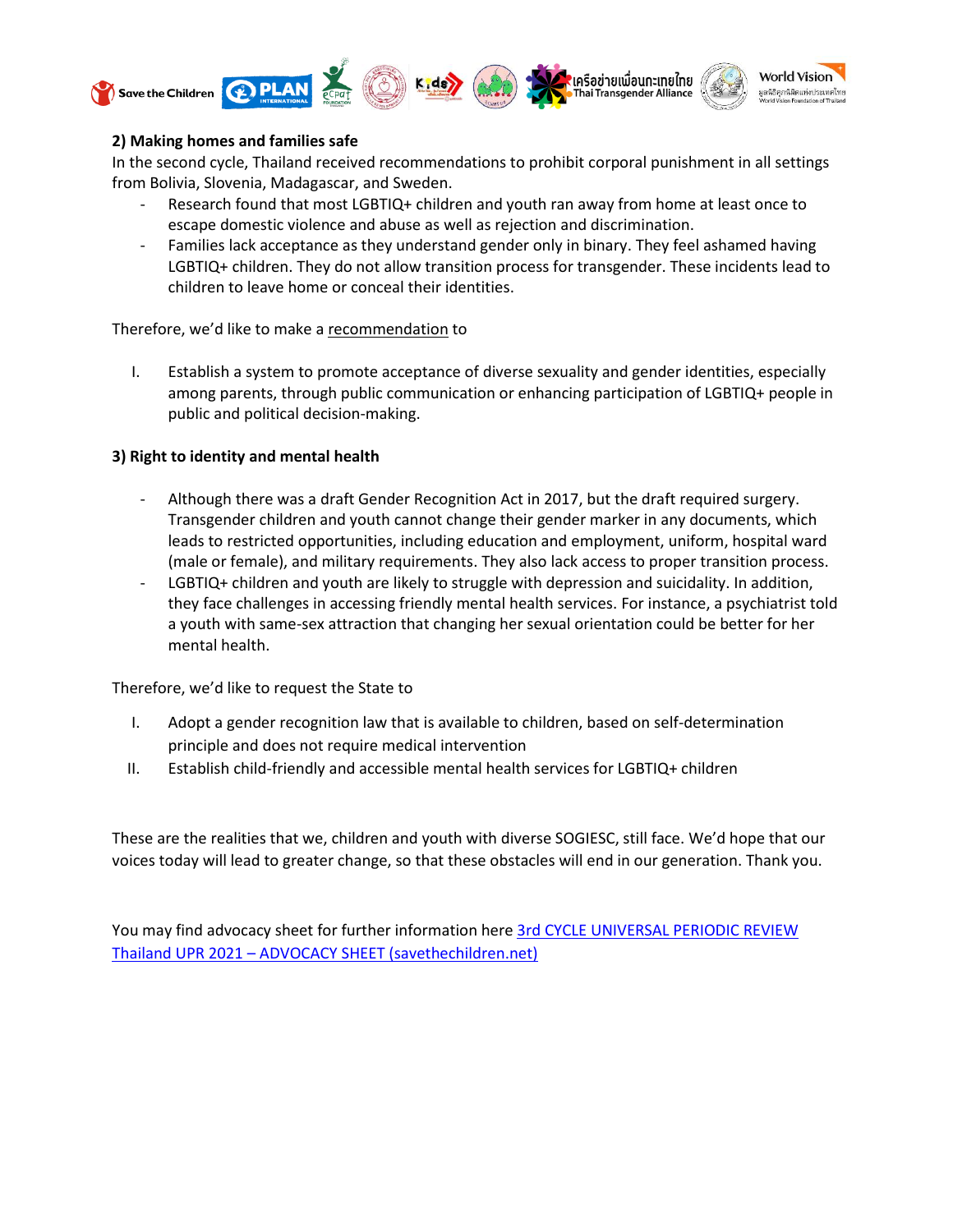**2) Making homes and families safe**

In the second cycle, Thailand received recommendations to prohibit corporal punishment in all settings from Bolivia, Slovenia, Madagascar, and Sweden.

- Research found that most LGBTIQ+ children and youth ran away from home at least once to escape domestic violence and abuse as well as rejection and discrimination.
- Families lack acceptance as they understand gender only in binary. They feel ashamed having LGBTIQ+ children. They do not allow transition process for transgender. These incidents lead to children to leave home or conceal their identities.

Therefore, we'd like to make a recommendation to

I. Establish a system to promote acceptance of diverse sexuality and gender identities, especially among parents, through public communication or enhancing participation of LGBTIQ+ people in public and political decision-making.

**3) Right to identity and mental health**

- Although there was a draft Gender Recognition Act in 2017, but the draft required surgery. Transgender children and youth cannot change their gender marker in any documents, which leads to restricted opportunities, including education and employment, uniform, hospital ward (male or female), and military requirements. They also lack access to proper transition process.
- LGBTIQ+ children and youth are likely to struggle with depression and suicidality. In addition, they face challenges in accessing friendly mental health services. For instance, a psychiatrist told a youth with same-sex attraction that changing her sexual orientation could be better for her mental health.

Therefore, we'd like to request the State to

I. Adopt a gender recognition law that is available to children, based on self-determination principle and does not require medical intervention

II. Establish child-friendly and accessible mental health services for LGBTIQ+ children

These are the realities that we, children and youth with diverse SOGIESC, still face. We'd hope that our voices today will lead to greater change, so that these obstacles will end in our generation. Thank you.

You may find advocacy sheet for further information here [3rd CYCLE UNIVERSAL PERIODIC REVIEW Thailand UPR 2021 – ADVOCACY SHEET (savethechildren.net)]